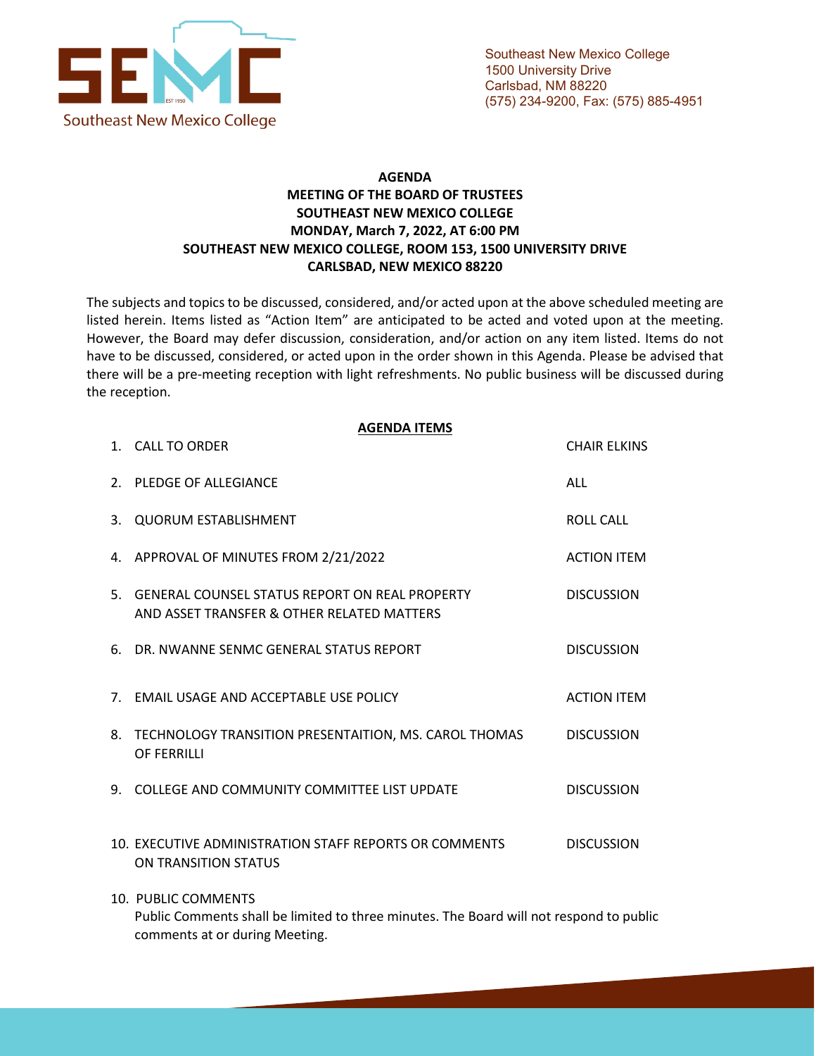Southeast New Mexico College
1500 University Drive
Carlsbad, NM 88220
(575) 234-9200, Fax: (575) 885-4951

**AGENDA**
**MEETING OF THE BOARD OF TRUSTEES**
**SOUTHEAST NEW MEXICO COLLEGE**
**MONDAY, March 7, 2022, AT 6:00 PM**
**SOUTHEAST NEW MEXICO COLLEGE, ROOM 153, 1500 UNIVERSITY DRIVE**
**CARLSBAD, NEW MEXICO 88220**

The subjects and topics to be discussed, considered, and/or acted upon at the above scheduled meeting are listed herein. Items listed as "Action Item" are anticipated to be acted and voted upon at the meeting. However, the Board may defer discussion, consideration, and/or action on any item listed. Items do not have to be discussed, considered, or acted upon in the order shown in this Agenda. Please be advised that there will be a pre-meeting reception with light refreshments. No public business will be discussed during the reception.

**AGENDA ITEMS**

| | | |
|---|---|---|
| 1. | CALL TO ORDER | CHAIR ELKINS |
| 2. | PLEDGE OF ALLEGIANCE | ALL |
| 3. | QUORUM ESTABLISHMENT | ROLL CALL |
| 4. | APPROVAL OF MINUTES FROM 2/21/2022 | ACTION ITEM |
| 5. | GENERAL COUNSEL STATUS REPORT ON REAL PROPERTY AND ASSET TRANSFER & OTHER RELATED MATTERS | DISCUSSION |
| 6. | DR. NWANNE SENMC GENERAL STATUS REPORT | DISCUSSION |
| 7. | EMAIL USAGE AND ACCEPTABLE USE POLICY | ACTION ITEM |
| 8. | TECHNOLOGY TRANSITION PRESENTAITION, MS. CAROL THOMAS OF FERRILLI | DISCUSSION |
| 9. | COLLEGE AND COMMUNITY COMMITTEE LIST UPDATE | DISCUSSION |
| 10. | EXECUTIVE ADMINISTRATION STAFF REPORTS OR COMMENTS ON TRANSITION STATUS | DISCUSSION |

10. PUBLIC COMMENTS
Public Comments shall be limited to three minutes. The Board will not respond to public comments at or during Meeting.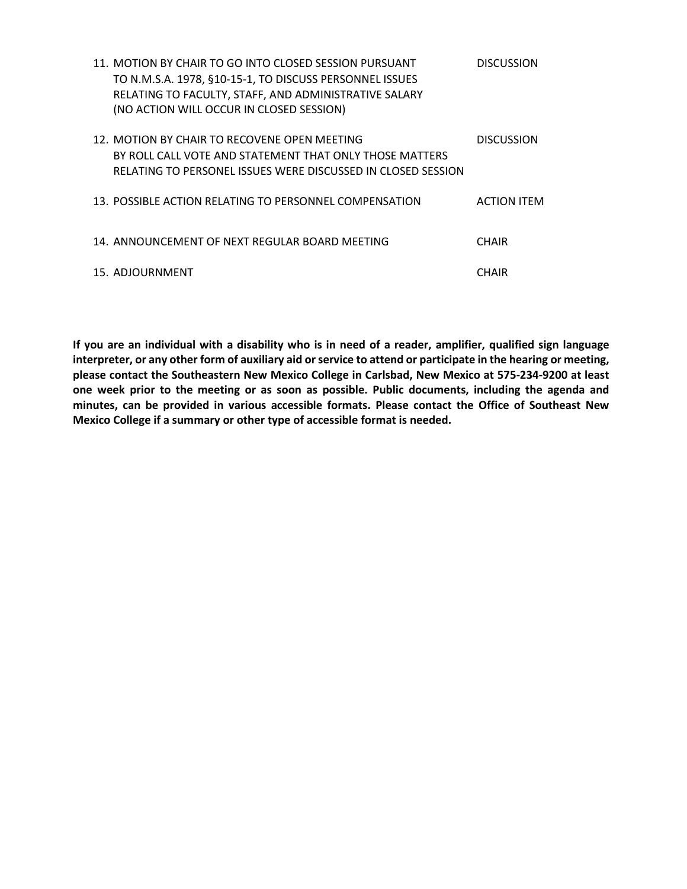| | |
|---|---|
| 11. MOTION BY CHAIR TO GO INTO CLOSED SESSION PURSUANT TO N.M.S.A. 1978, §10-15-1, TO DISCUSS PERSONNEL ISSUES RELATING TO FACULTY, STAFF, AND ADMINISTRATIVE SALARY (NO ACTION WILL OCCUR IN CLOSED SESSION) | DISCUSSION |
| 12. MOTION BY CHAIR TO RECOVENE OPEN MEETING BY ROLL CALL VOTE AND STATEMENT THAT ONLY THOSE MATTERS RELATING TO PERSONEL ISSUES WERE DISCUSSED IN CLOSED SESSION | DISCUSSION |
| 13. POSSIBLE ACTION RELATING TO PERSONNEL COMPENSATION | ACTION ITEM |
| 14. ANNOUNCEMENT OF NEXT REGULAR BOARD MEETING | CHAIR |
| 15. ADJOURNMENT | CHAIR |

**If you are an individual with a disability who is in need of a reader, amplifier, qualified sign language interpreter, or any other form of auxiliary aid or service to attend or participate in the hearing or meeting, please contact the Southeastern New Mexico College in Carlsbad, New Mexico at 575-234-9200 at least one week prior to the meeting or as soon as possible. Public documents, including the agenda and minutes, can be provided in various accessible formats. Please contact the Office of Southeast New Mexico College if a summary or other type of accessible format is needed.**